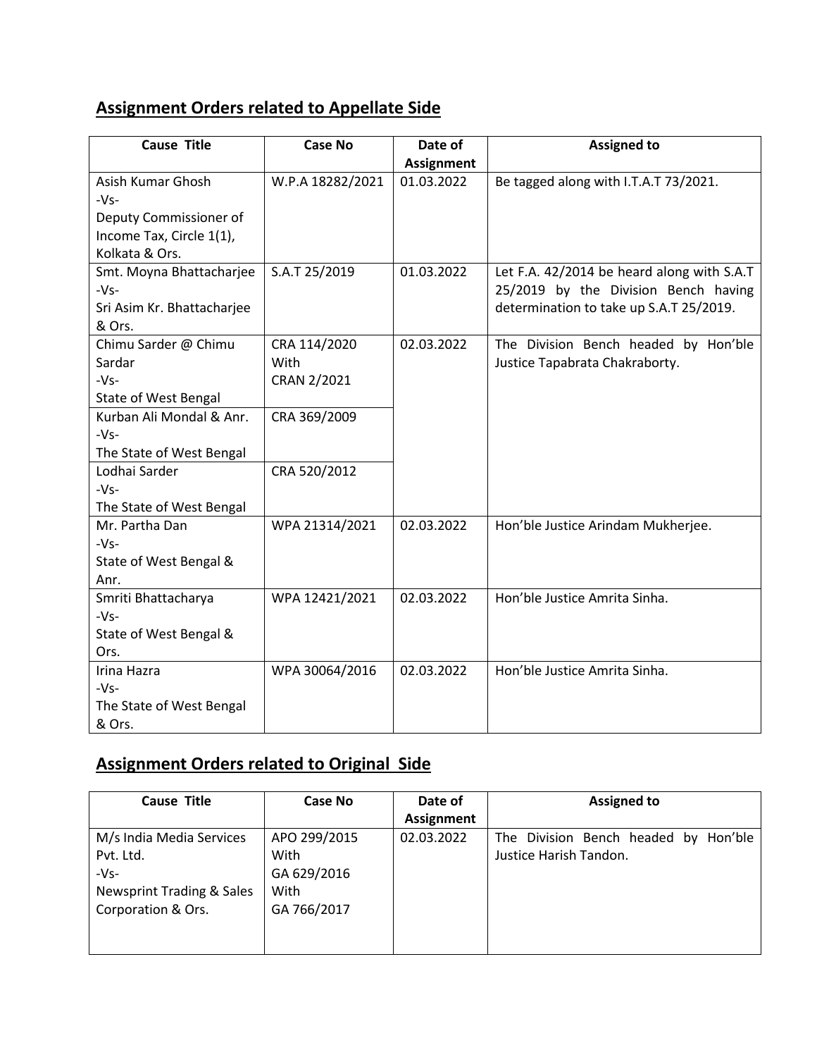## Assignment Orders related to Appellate Side

| Cause Title | Case No | Date of Assignment | Assigned to |
|---|---|---|---|
| Asish Kumar Ghosh -Vs- Deputy Commissioner of Income Tax, Circle 1(1), Kolkata & Ors. | W.P.A 18282/2021 | 01.03.2022 | Be tagged along with I.T.A.T 73/2021. |
| Smt. Moyna Bhattacharjee -Vs- Sri Asim Kr. Bhattacharjee & Ors. | S.A.T 25/2019 | 01.03.2022 | Let F.A. 42/2014 be heard along with S.A.T 25/2019 by the Division Bench having determination to take up S.A.T 25/2019. |
| Chimu Sarder @ Chimu Sardar -Vs- State of West Bengal | CRA 114/2020 With CRAN 2/2021 | 02.03.2022 | The Division Bench headed by Hon'ble Justice Tapabrata Chakraborty. |
| Kurban Ali Mondal & Anr. -Vs- The State of West Bengal | CRA 369/2009 | | |
| Lodhai Sarder -Vs- The State of West Bengal | CRA 520/2012 | | |
| Mr. Partha Dan -Vs- State of West Bengal & Anr. | WPA 21314/2021 | 02.03.2022 | Hon'ble Justice Arindam Mukherjee. |
| Smriti Bhattacharya -Vs- State of West Bengal & Ors. | WPA 12421/2021 | 02.03.2022 | Hon'ble Justice Amrita Sinha. |
| Irina Hazra -Vs- The State of West Bengal & Ors. | WPA 30064/2016 | 02.03.2022 | Hon'ble Justice Amrita Sinha. |

## Assignment Orders related to Original Side

| Cause Title | Case No | Date of Assignment | Assigned to |
|---|---|---|---|
| M/s India Media Services Pvt. Ltd. -Vs- Newsprint Trading & Sales Corporation & Ors. | APO 299/2015 With GA 629/2016 With GA 766/2017 | 02.03.2022 | The Division Bench headed by Hon'ble Justice Harish Tandon. |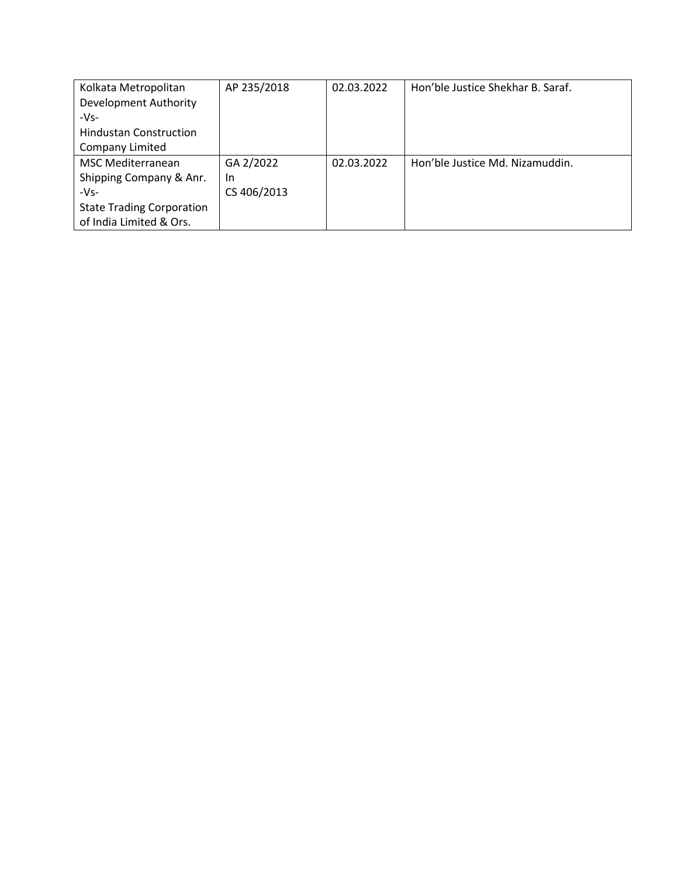| | | | |
|---|---|---|---|
| Kolkata Metropolitan Development Authority -Vs- Hindustan Construction Company Limited | AP 235/2018 | 02.03.2022 | Hon'ble Justice Shekhar B. Saraf. |
| MSC Mediterranean Shipping Company & Anr. -Vs- State Trading Corporation of India Limited & Ors. | GA 2/2022 In CS 406/2013 | 02.03.2022 | Hon'ble Justice Md. Nizamuddin. |